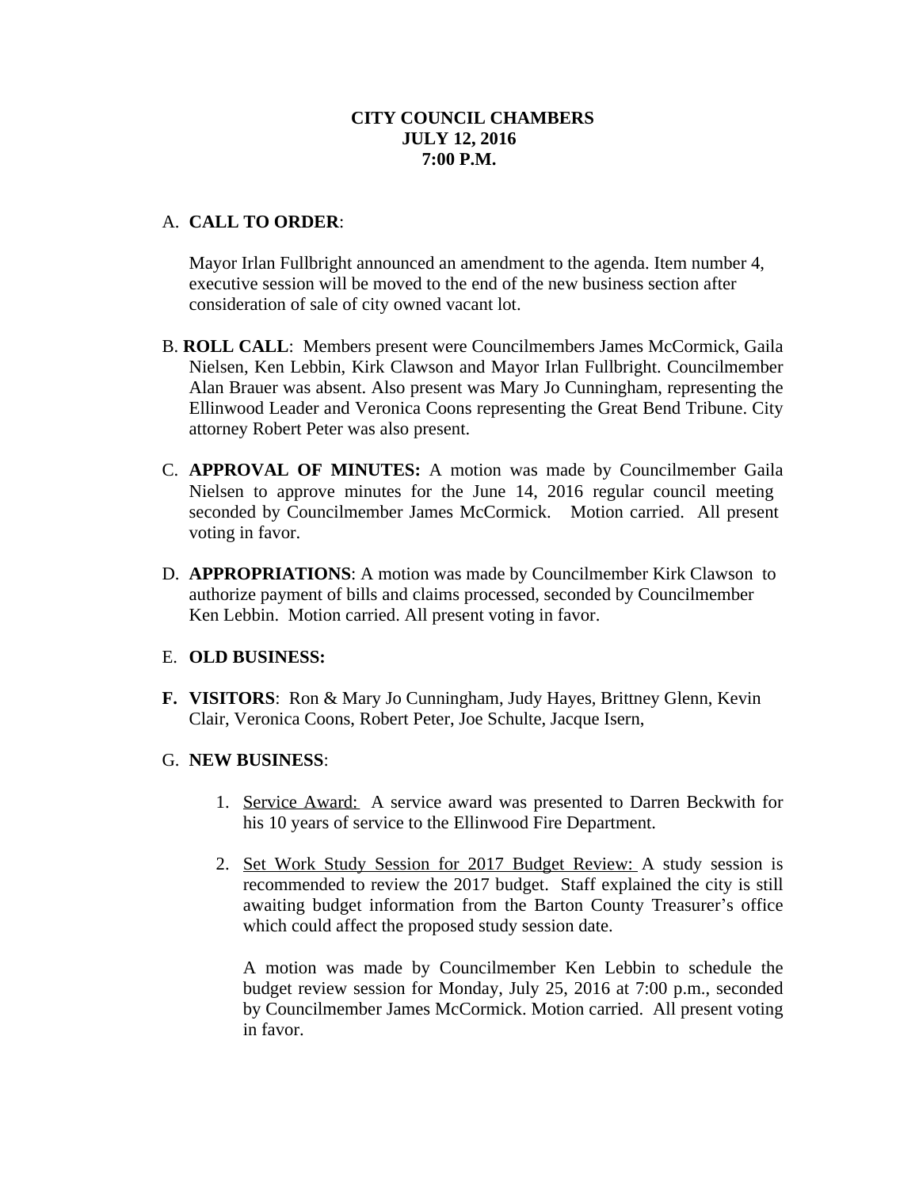**CITY COUNCIL CHAMBERS**
**JULY 12, 2016**
**7:00 P.M.**

A. **CALL TO ORDER**:

Mayor Irlan Fullbright announced an amendment to the agenda. Item number 4, executive session will be moved to the end of the new business section after consideration of sale of city owned vacant lot.

B. **ROLL CALL**: Members present were Councilmembers James McCormick, Gaila Nielsen, Ken Lebbin, Kirk Clawson and Mayor Irlan Fullbright. Councilmember Alan Brauer was absent. Also present was Mary Jo Cunningham, representing the Ellinwood Leader and Veronica Coons representing the Great Bend Tribune. City attorney Robert Peter was also present.

C. **APPROVAL OF MINUTES:** A motion was made by Councilmember Gaila Nielsen to approve minutes for the June 14, 2016 regular council meeting seconded by Councilmember James McCormick. Motion carried. All present voting in favor.

D. **APPROPRIATIONS**: A motion was made by Councilmember Kirk Clawson to authorize payment of bills and claims processed, seconded by Councilmember Ken Lebbin. Motion carried. All present voting in favor.

E. **OLD BUSINESS:**

**F. VISITORS**: Ron & Mary Jo Cunningham, Judy Hayes, Brittney Glenn, Kevin Clair, Veronica Coons, Robert Peter, Joe Schulte, Jacque Isern,

G. **NEW BUSINESS**:

1. Service Award: A service award was presented to Darren Beckwith for his 10 years of service to the Ellinwood Fire Department.

2. Set Work Study Session for 2017 Budget Review: A study session is recommended to review the 2017 budget. Staff explained the city is still awaiting budget information from the Barton County Treasurer's office which could affect the proposed study session date.

   A motion was made by Councilmember Ken Lebbin to schedule the budget review session for Monday, July 25, 2016 at 7:00 p.m., seconded by Councilmember James McCormick. Motion carried. All present voting in favor.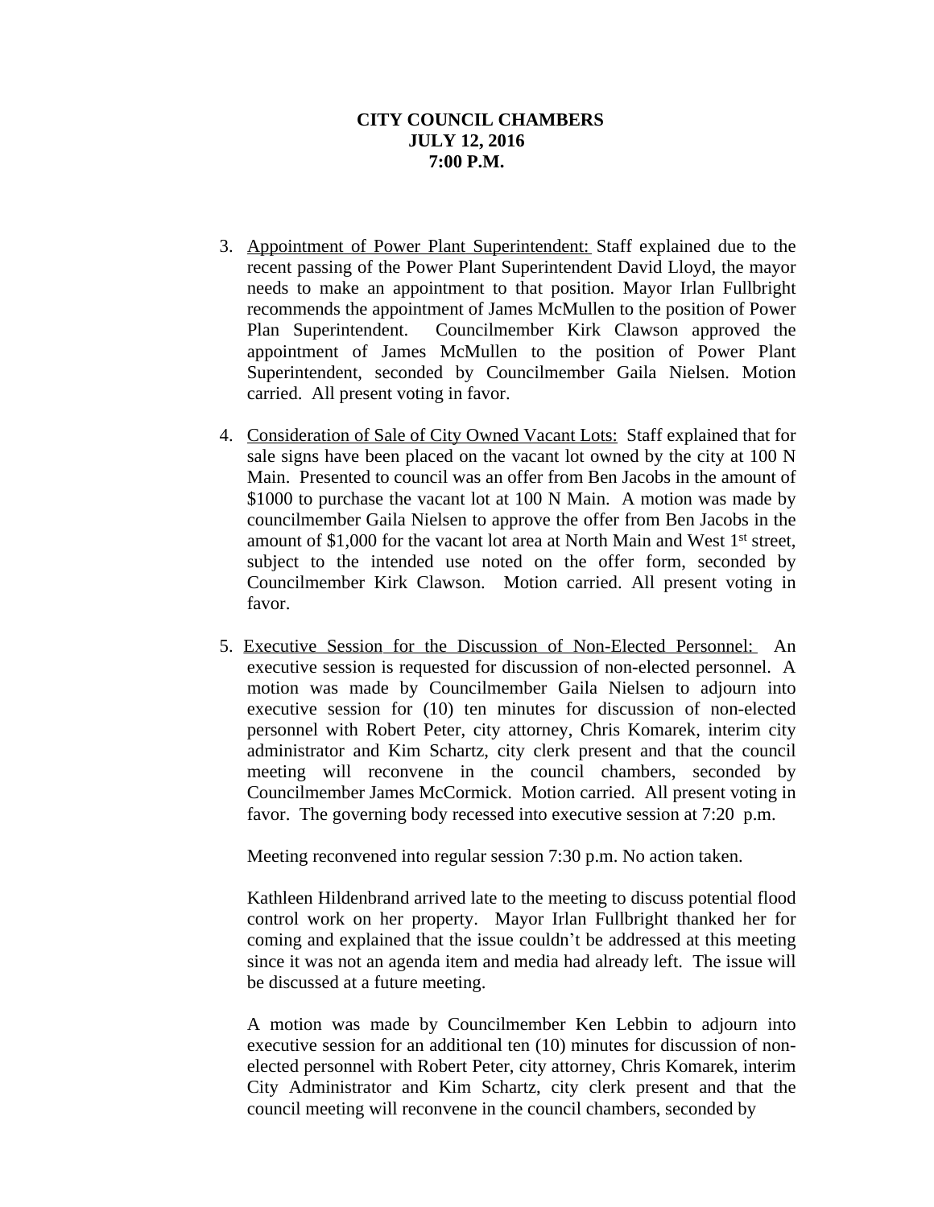**CITY COUNCIL CHAMBERS**
**JULY 12, 2016**
**7:00 P.M.**

3. Appointment of Power Plant Superintendent: Staff explained due to the recent passing of the Power Plant Superintendent David Lloyd, the mayor needs to make an appointment to that position. Mayor Irlan Fullbright recommends the appointment of James McMullen to the position of Power Plan Superintendent. Councilmember Kirk Clawson approved the appointment of James McMullen to the position of Power Plant Superintendent, seconded by Councilmember Gaila Nielsen. Motion carried. All present voting in favor.

4. Consideration of Sale of City Owned Vacant Lots: Staff explained that for sale signs have been placed on the vacant lot owned by the city at 100 N Main. Presented to council was an offer from Ben Jacobs in the amount of $1000 to purchase the vacant lot at 100 N Main. A motion was made by councilmember Gaila Nielsen to approve the offer from Ben Jacobs in the amount of $1,000 for the vacant lot area at North Main and West 1st street, subject to the intended use noted on the offer form, seconded by Councilmember Kirk Clawson. Motion carried. All present voting in favor.

5. Executive Session for the Discussion of Non-Elected Personnel: An executive session is requested for discussion of non-elected personnel. A motion was made by Councilmember Gaila Nielsen to adjourn into executive session for (10) ten minutes for discussion of non-elected personnel with Robert Peter, city attorney, Chris Komarek, interim city administrator and Kim Schartz, city clerk present and that the council meeting will reconvene in the council chambers, seconded by Councilmember James McCormick. Motion carried. All present voting in favor. The governing body recessed into executive session at 7:20 p.m.

   Meeting reconvened into regular session 7:30 p.m. No action taken.

   Kathleen Hildenbrand arrived late to the meeting to discuss potential flood control work on her property. Mayor Irlan Fullbright thanked her for coming and explained that the issue couldn't be addressed at this meeting since it was not an agenda item and media had already left. The issue will be discussed at a future meeting.

   A motion was made by Councilmember Ken Lebbin to adjourn into executive session for an additional ten (10) minutes for discussion of non-elected personnel with Robert Peter, city attorney, Chris Komarek, interim City Administrator and Kim Schartz, city clerk present and that the council meeting will reconvene in the council chambers, seconded by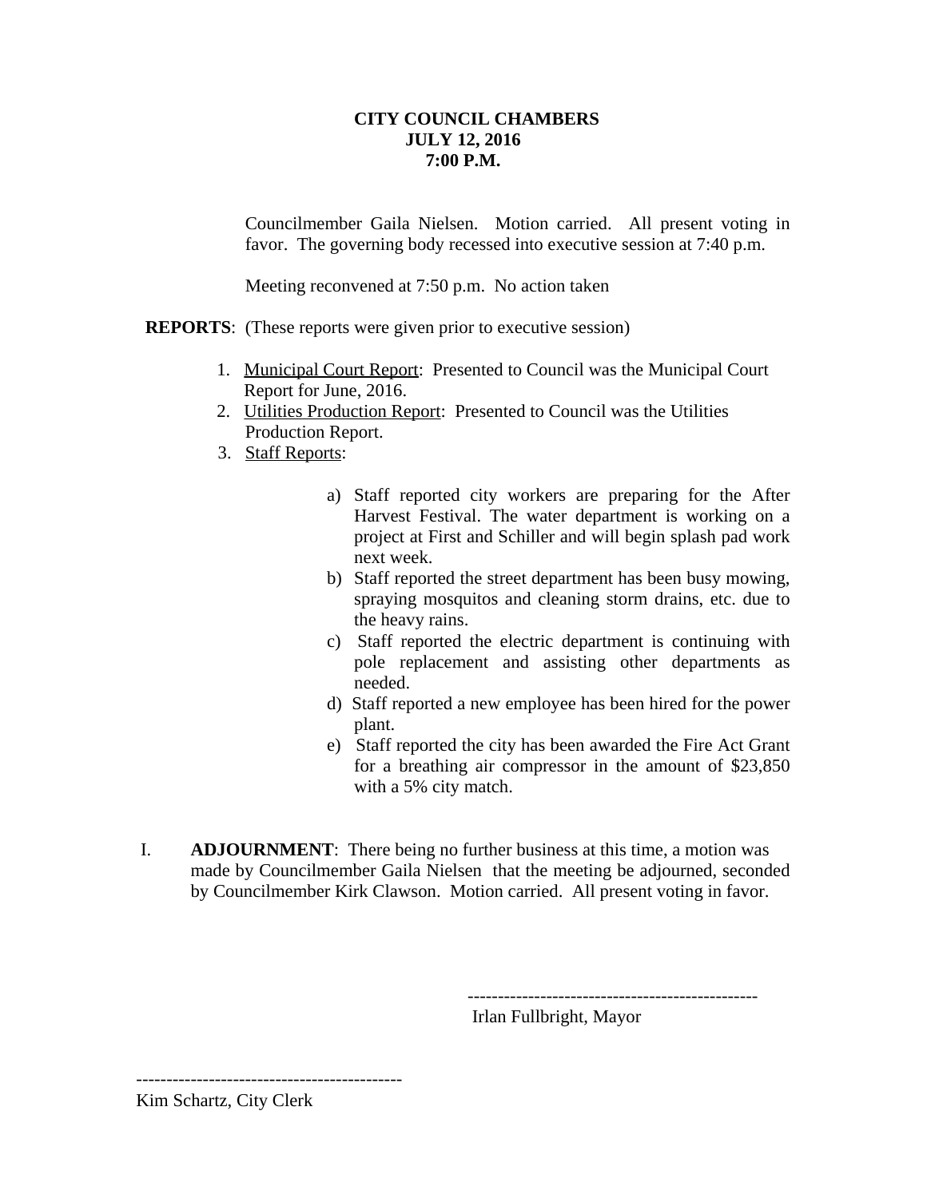**CITY COUNCIL CHAMBERS**
**JULY 12, 2016**
**7:00 P.M.**

Councilmember Gaila Nielsen. Motion carried. All present voting in favor. The governing body recessed into executive session at 7:40 p.m.

Meeting reconvened at 7:50 p.m. No action taken

**REPORTS**: (These reports were given prior to executive session)

1. Municipal Court Report: Presented to Council was the Municipal Court Report for June, 2016.
2. Utilities Production Report: Presented to Council was the Utilities Production Report.
3. Staff Reports:

   a) Staff reported city workers are preparing for the After Harvest Festival. The water department is working on a project at First and Schiller and will begin splash pad work next week.
   b) Staff reported the street department has been busy mowing, spraying mosquitos and cleaning storm drains, etc. due to the heavy rains.
   c) Staff reported the electric department is continuing with pole replacement and assisting other departments as needed.
   d) Staff reported a new employee has been hired for the power plant.
   e) Staff reported the city has been awarded the Fire Act Grant for a breathing air compressor in the amount of $23,850 with a 5% city match.

I. **ADJOURNMENT**: There being no further business at this time, a motion was made by Councilmember Gaila Nielsen that the meeting be adjourned, seconded by Councilmember Kirk Clawson. Motion carried. All present voting in favor.

------------------------------------------------
Irlan Fullbright, Mayor

--------------------------------------------
Kim Schartz, City Clerk